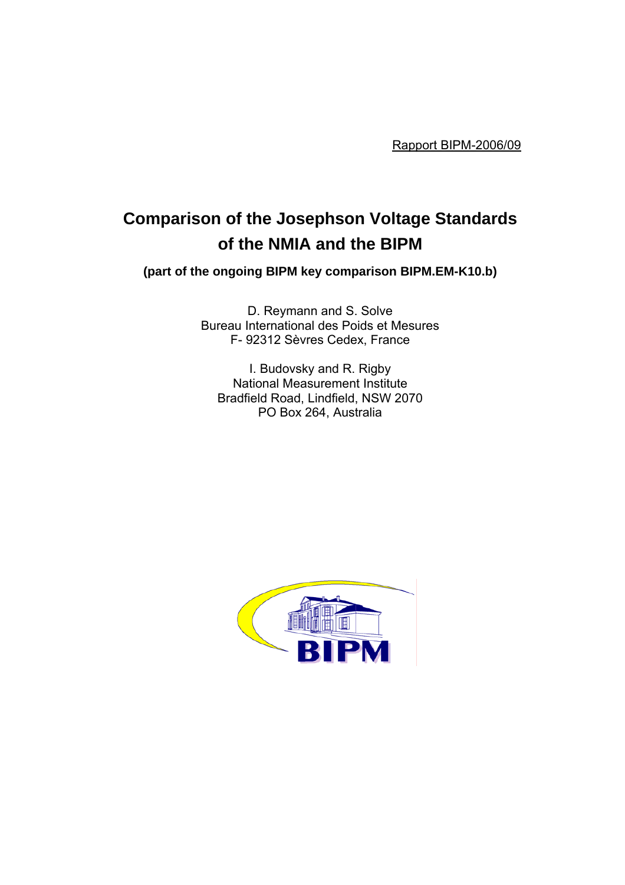Rapport BIPM-2006/09

# Comparison of the Josephson Voltage Standards of the NMIA and the BIPM

**(part of the ongoing BIPM key comparison BIPM.EM-K10.b)**

D. Reymann and S. Solve
Bureau International des Poids et Mesures
F- 92312 Sèvres Cedex, France

I. Budovsky and R. Rigby
National Measurement Institute
Bradfield Road, Lindfield, NSW 2070
PO Box 264, Australia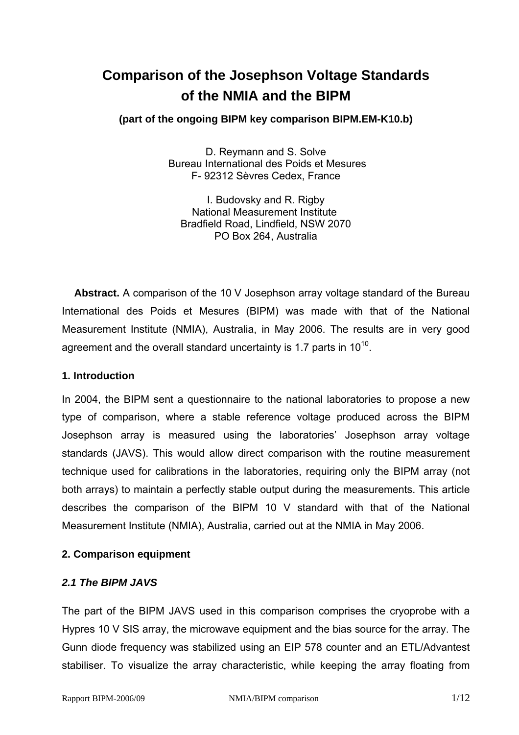# Comparison of the Josephson Voltage Standards of the NMIA and the BIPM

**(part of the ongoing BIPM key comparison BIPM.EM-K10.b)**

D. Reymann and S. Solve
Bureau International des Poids et Mesures
F- 92312 Sèvres Cedex, France

I. Budovsky and R. Rigby
National Measurement Institute
Bradfield Road, Lindfield, NSW 2070
PO Box 264, Australia

**Abstract.** A comparison of the 10 V Josephson array voltage standard of the Bureau International des Poids et Mesures (BIPM) was made with that of the National Measurement Institute (NMIA), Australia, in May 2006. The results are in very good agreement and the overall standard uncertainty is 1.7 parts in $10^{10}$.

### 1. Introduction

In 2004, the BIPM sent a questionnaire to the national laboratories to propose a new type of comparison, where a stable reference voltage produced across the BIPM Josephson array is measured using the laboratories' Josephson array voltage standards (JAVS). This would allow direct comparison with the routine measurement technique used for calibrations in the laboratories, requiring only the BIPM array (not both arrays) to maintain a perfectly stable output during the measurements. This article describes the comparison of the BIPM 10 V standard with that of the National Measurement Institute (NMIA), Australia, carried out at the NMIA in May 2006.

### 2. Comparison equipment

#### *2.1 The BIPM JAVS*

The part of the BIPM JAVS used in this comparison comprises the cryoprobe with a Hypres 10 V SIS array, the microwave equipment and the bias source for the array. The Gunn diode frequency was stabilized using an EIP 578 counter and an ETL/Advantest stabiliser. To visualize the array characteristic, while keeping the array floating from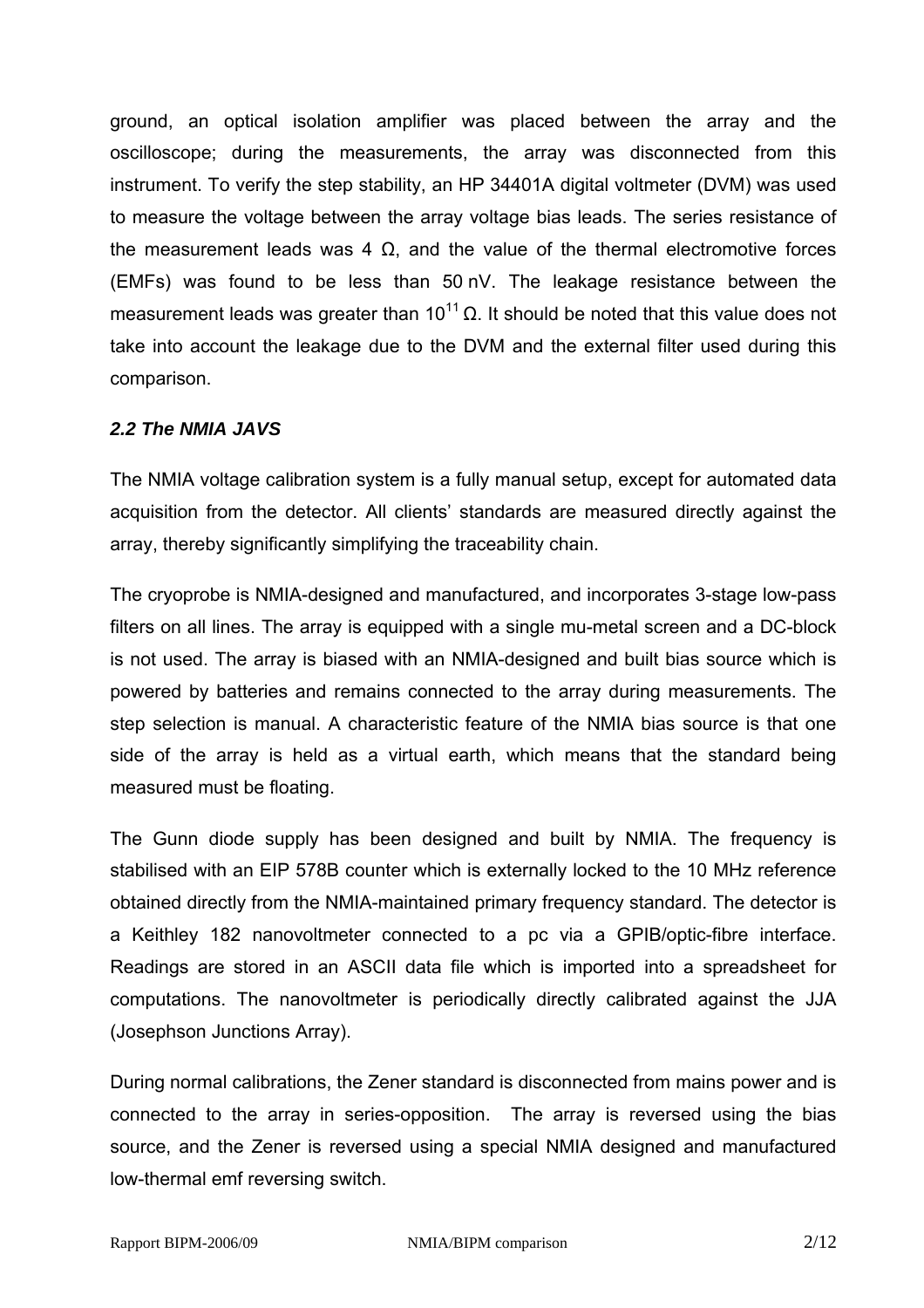ground, an optical isolation amplifier was placed between the array and the oscilloscope; during the measurements, the array was disconnected from this instrument. To verify the step stability, an HP 34401A digital voltmeter (DVM) was used to measure the voltage between the array voltage bias leads. The series resistance of the measurement leads was 4 Ω, and the value of the thermal electromotive forces (EMFs) was found to be less than 50 nV. The leakage resistance between the measurement leads was greater than $10^{11}$ Ω. It should be noted that this value does not take into account the leakage due to the DVM and the external filter used during this comparison.

### *2.2 The NMIA JAVS*

The NMIA voltage calibration system is a fully manual setup, except for automated data acquisition from the detector. All clients' standards are measured directly against the array, thereby significantly simplifying the traceability chain.

The cryoprobe is NMIA-designed and manufactured, and incorporates 3-stage low-pass filters on all lines. The array is equipped with a single mu-metal screen and a DC-block is not used. The array is biased with an NMIA-designed and built bias source which is powered by batteries and remains connected to the array during measurements. The step selection is manual. A characteristic feature of the NMIA bias source is that one side of the array is held as a virtual earth, which means that the standard being measured must be floating.

The Gunn diode supply has been designed and built by NMIA. The frequency is stabilised with an EIP 578B counter which is externally locked to the 10 MHz reference obtained directly from the NMIA-maintained primary frequency standard. The detector is a Keithley 182 nanovoltmeter connected to a pc via a GPIB/optic-fibre interface. Readings are stored in an ASCII data file which is imported into a spreadsheet for computations. The nanovoltmeter is periodically directly calibrated against the JJA (Josephson Junctions Array).

During normal calibrations, the Zener standard is disconnected from mains power and is connected to the array in series-opposition. The array is reversed using the bias source, and the Zener is reversed using a special NMIA designed and manufactured low-thermal emf reversing switch.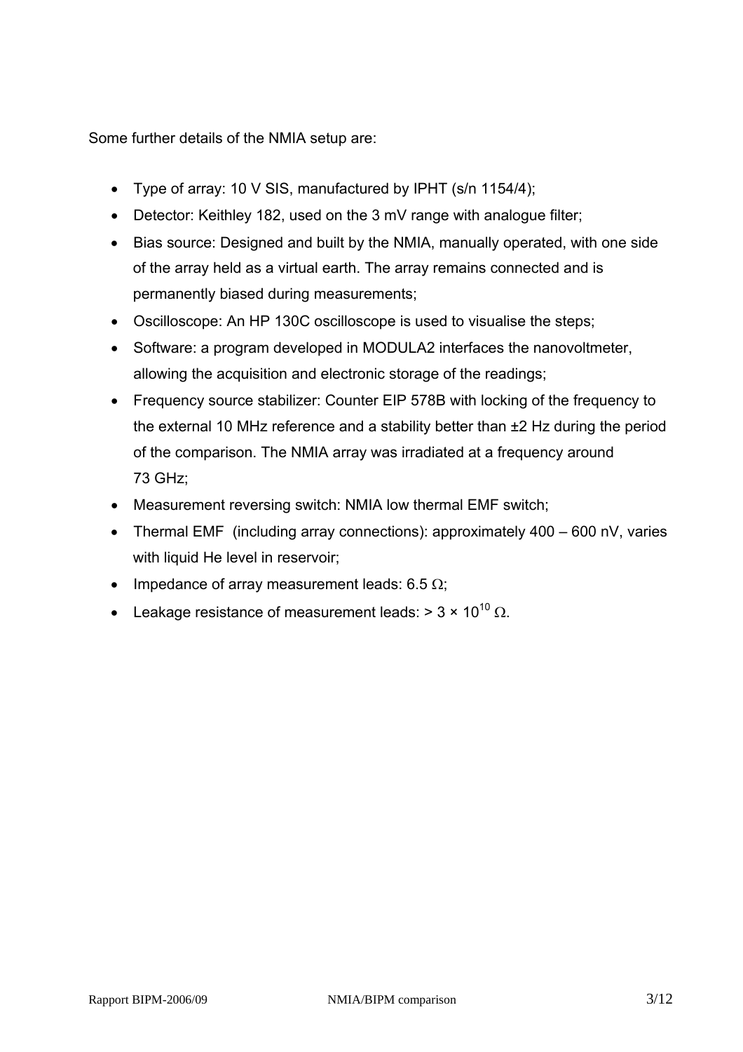Some further details of the NMIA setup are:

- Type of array: 10 V SIS, manufactured by IPHT (s/n 1154/4);
- Detector: Keithley 182, used on the 3 mV range with analogue filter;
- Bias source: Designed and built by the NMIA, manually operated, with one side of the array held as a virtual earth. The array remains connected and is permanently biased during measurements;
- Oscilloscope: An HP 130C oscilloscope is used to visualise the steps;
- Software: a program developed in MODULA2 interfaces the nanovoltmeter, allowing the acquisition and electronic storage of the readings;
- Frequency source stabilizer: Counter EIP 578B with locking of the frequency to the external 10 MHz reference and a stability better than ±2 Hz during the period of the comparison. The NMIA array was irradiated at a frequency around 73 GHz;
- Measurement reversing switch: NMIA low thermal EMF switch;
- Thermal EMF (including array connections): approximately 400 – 600 nV, varies with liquid He level in reservoir;
- Impedance of array measurement leads: 6.5 Ω;
- Leakage resistance of measurement leads: > $3 \times 10^{10}$ Ω.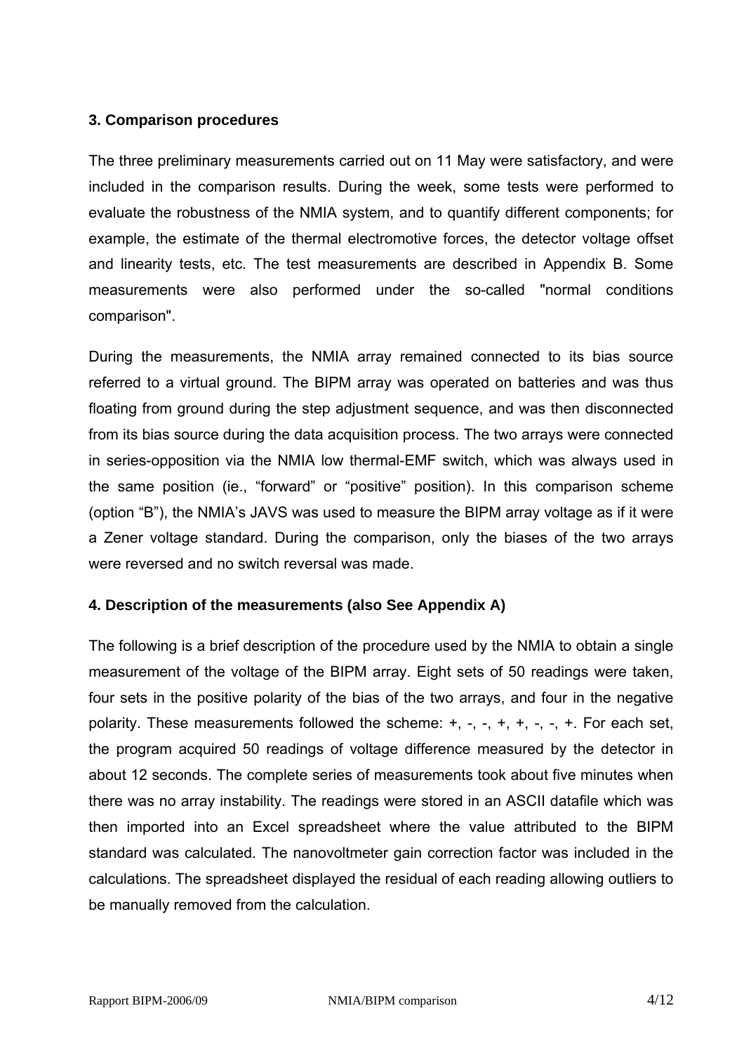### 3. Comparison procedures

The three preliminary measurements carried out on 11 May were satisfactory, and were included in the comparison results. During the week, some tests were performed to evaluate the robustness of the NMIA system, and to quantify different components; for example, the estimate of the thermal electromotive forces, the detector voltage offset and linearity tests, etc. The test measurements are described in Appendix B. Some measurements were also performed under the so-called "normal conditions comparison".

During the measurements, the NMIA array remained connected to its bias source referred to a virtual ground. The BIPM array was operated on batteries and was thus floating from ground during the step adjustment sequence, and was then disconnected from its bias source during the data acquisition process. The two arrays were connected in series-opposition via the NMIA low thermal-EMF switch, which was always used in the same position (ie., "forward" or "positive" position). In this comparison scheme (option "B"), the NMIA's JAVS was used to measure the BIPM array voltage as if it were a Zener voltage standard. During the comparison, only the biases of the two arrays were reversed and no switch reversal was made.

### 4. Description of the measurements (also See Appendix A)

The following is a brief description of the procedure used by the NMIA to obtain a single measurement of the voltage of the BIPM array. Eight sets of 50 readings were taken, four sets in the positive polarity of the bias of the two arrays, and four in the negative polarity. These measurements followed the scheme: +, -, -, +, +, -, -, +. For each set, the program acquired 50 readings of voltage difference measured by the detector in about 12 seconds. The complete series of measurements took about five minutes when there was no array instability. The readings were stored in an ASCII datafile which was then imported into an Excel spreadsheet where the value attributed to the BIPM standard was calculated. The nanovoltmeter gain correction factor was included in the calculations. The spreadsheet displayed the residual of each reading allowing outliers to be manually removed from the calculation.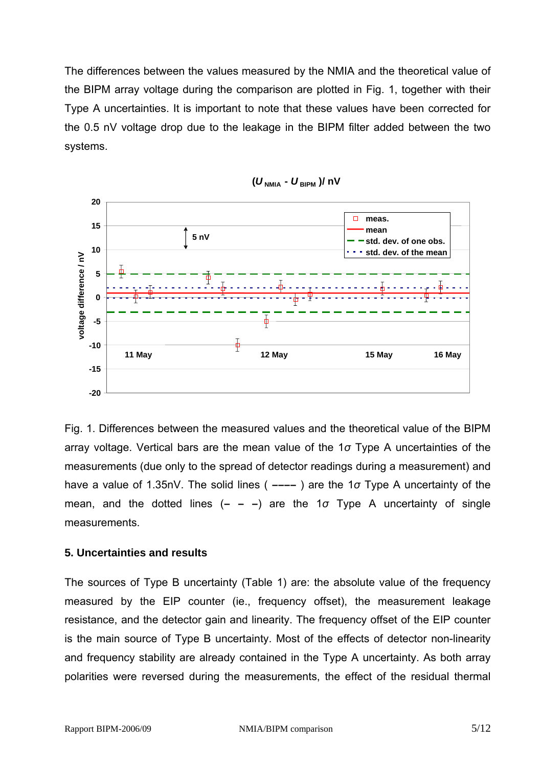The differences between the values measured by the NMIA and the theoretical value of the BIPM array voltage during the comparison are plotted in Fig. 1, together with their Type A uncertainties. It is important to note that these values have been corrected for the 0.5 nV voltage drop due to the leakage in the BIPM filter added between the two systems.

Fig. 1. Differences between the measured values and the theoretical value of the BIPM array voltage. Vertical bars are the mean value of the 1$\sigma$ Type A uncertainties of the measurements (due only to the spread of detector readings during a measurement) and have a value of 1.35nV. The solid lines ( –––– ) are the 1$\sigma$ Type A uncertainty of the mean, and the dotted lines (– – –) are the 1$\sigma$ Type A uncertainty of single measurements.

## 5. Uncertainties and results

The sources of Type B uncertainty (Table 1) are: the absolute value of the frequency measured by the EIP counter (ie., frequency offset), the measurement leakage resistance, and the detector gain and linearity. The frequency offset of the EIP counter is the main source of Type B uncertainty. Most of the effects of detector non-linearity and frequency stability are already contained in the Type A uncertainty. As both array polarities were reversed during the measurements, the effect of the residual thermal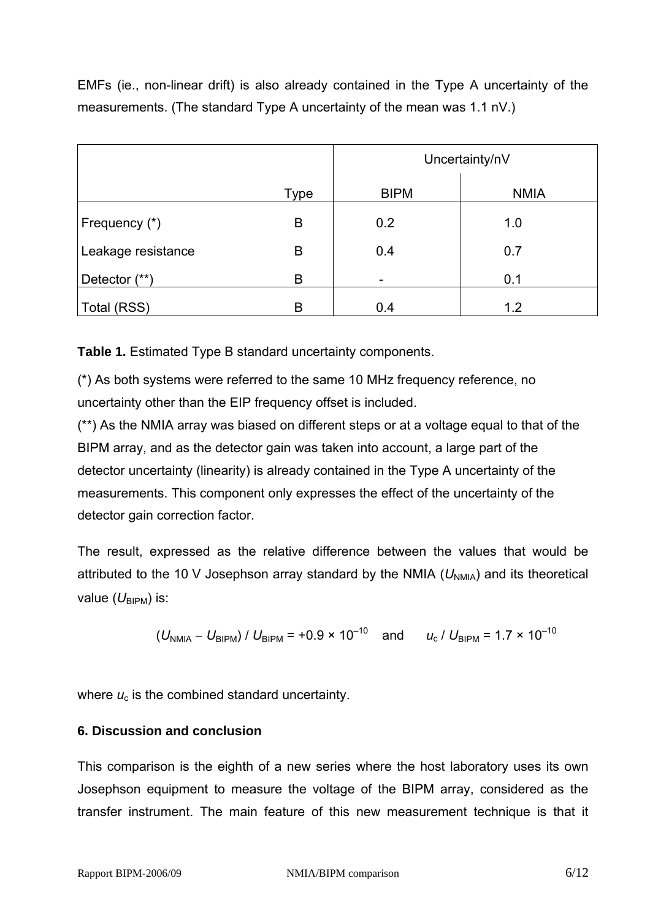EMFs (ie., non-linear drift) is also already contained in the Type A uncertainty of the measurements. (The standard Type A uncertainty of the mean was 1.1 nV.)

| | Type | Uncertainty/nV | |
|---|---|---|---|
| | | BIPM | NMIA |
| Frequency (*) | B | 0.2 | 1.0 |
| Leakage resistance | B | 0.4 | 0.7 |
| Detector (**) | B | - | 0.1 |
| Total (RSS) | B | 0.4 | 1.2 |

**Table 1.** Estimated Type B standard uncertainty components.

(*) As both systems were referred to the same 10 MHz frequency reference, no uncertainty other than the EIP frequency offset is included.
(**) As the NMIA array was biased on different steps or at a voltage equal to that of the BIPM array, and as the detector gain was taken into account, a large part of the detector uncertainty (linearity) is already contained in the Type A uncertainty of the measurements. This component only expresses the effect of the uncertainty of the detector gain correction factor.

The result, expressed as the relative difference between the values that would be attributed to the 10 V Josephson array standard by the NMIA ($U_{\mathrm{NMIA}}$) and its theoretical value ($U_{\mathrm{BIPM}}$) is:

$$(U_{\mathrm{NMIA}} - U_{\mathrm{BIPM}}) / U_{\mathrm{BIPM}} = +0.9 \times 10^{-10} \quad \text{and} \quad u_{\mathrm{c}} / U_{\mathrm{BIPM}} = 1.7 \times 10^{-10}$$

where $u_{\mathrm{c}}$ is the combined standard uncertainty.

### 6. Discussion and conclusion

This comparison is the eighth of a new series where the host laboratory uses its own Josephson equipment to measure the voltage of the BIPM array, considered as the transfer instrument. The main feature of this new measurement technique is that it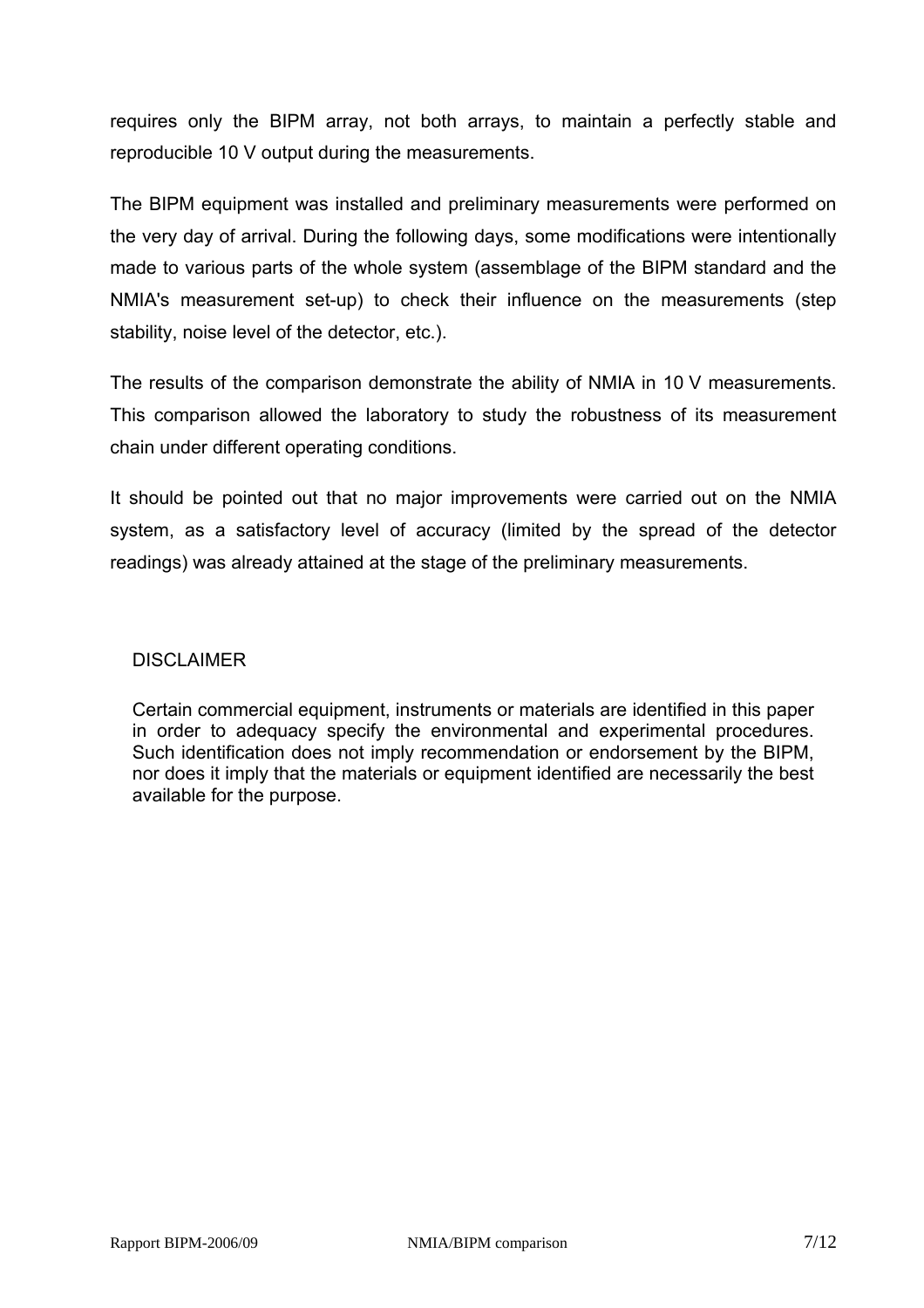requires only the BIPM array, not both arrays, to maintain a perfectly stable and reproducible 10 V output during the measurements.

The BIPM equipment was installed and preliminary measurements were performed on the very day of arrival. During the following days, some modifications were intentionally made to various parts of the whole system (assemblage of the BIPM standard and the NMIA's measurement set-up) to check their influence on the measurements (step stability, noise level of the detector, etc.).

The results of the comparison demonstrate the ability of NMIA in 10 V measurements. This comparison allowed the laboratory to study the robustness of its measurement chain under different operating conditions.

It should be pointed out that no major improvements were carried out on the NMIA system, as a satisfactory level of accuracy (limited by the spread of the detector readings) was already attained at the stage of the preliminary measurements.

DISCLAIMER

Certain commercial equipment, instruments or materials are identified in this paper in order to adequacy specify the environmental and experimental procedures. Such identification does not imply recommendation or endorsement by the BIPM, nor does it imply that the materials or equipment identified are necessarily the best available for the purpose.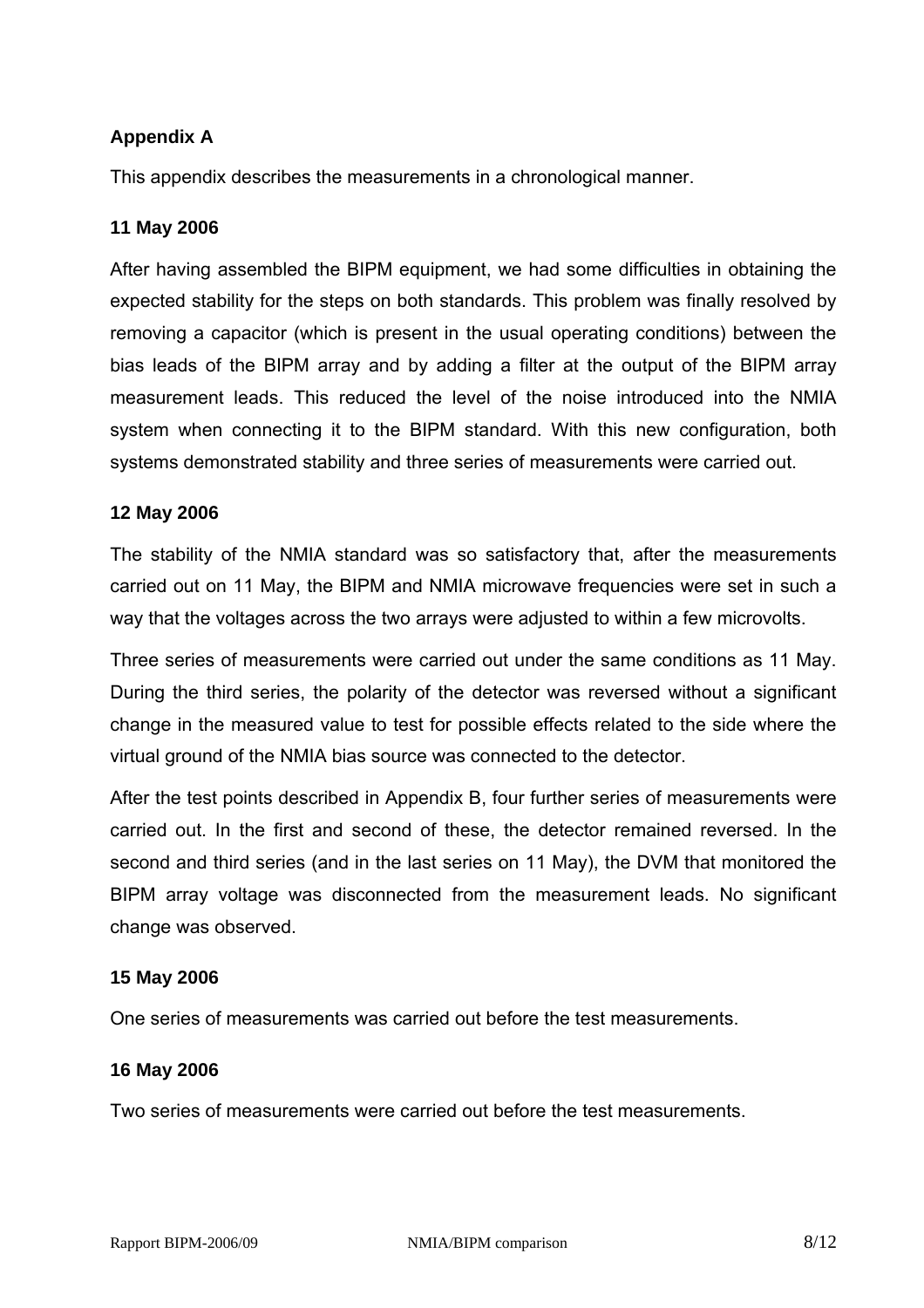## Appendix A

This appendix describes the measurements in a chronological manner.

### 11 May 2006

After having assembled the BIPM equipment, we had some difficulties in obtaining the expected stability for the steps on both standards. This problem was finally resolved by removing a capacitor (which is present in the usual operating conditions) between the bias leads of the BIPM array and by adding a filter at the output of the BIPM array measurement leads. This reduced the level of the noise introduced into the NMIA system when connecting it to the BIPM standard. With this new configuration, both systems demonstrated stability and three series of measurements were carried out.

### 12 May 2006

The stability of the NMIA standard was so satisfactory that, after the measurements carried out on 11 May, the BIPM and NMIA microwave frequencies were set in such a way that the voltages across the two arrays were adjusted to within a few microvolts.

Three series of measurements were carried out under the same conditions as 11 May. During the third series, the polarity of the detector was reversed without a significant change in the measured value to test for possible effects related to the side where the virtual ground of the NMIA bias source was connected to the detector.

After the test points described in Appendix B, four further series of measurements were carried out. In the first and second of these, the detector remained reversed. In the second and third series (and in the last series on 11 May), the DVM that monitored the BIPM array voltage was disconnected from the measurement leads. No significant change was observed.

### 15 May 2006

One series of measurements was carried out before the test measurements.

### 16 May 2006

Two series of measurements were carried out before the test measurements.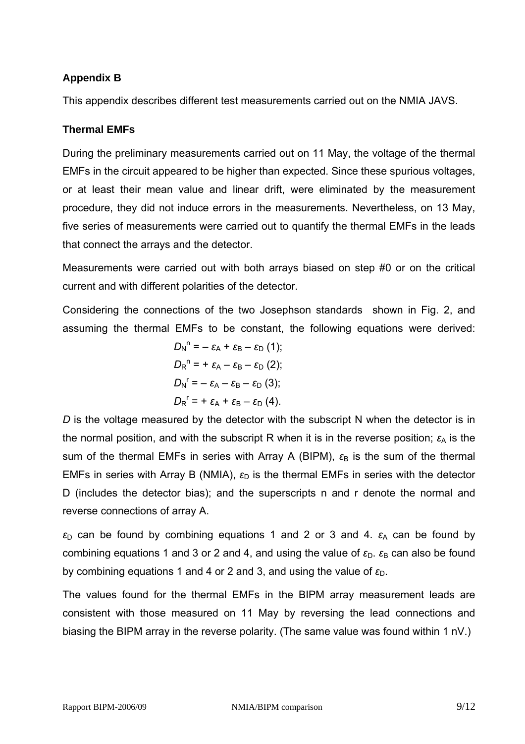## Appendix B

This appendix describes different test measurements carried out on the NMIA JAVS.

### Thermal EMFs

During the preliminary measurements carried out on 11 May, the voltage of the thermal EMFs in the circuit appeared to be higher than expected. Since these spurious voltages, or at least their mean value and linear drift, were eliminated by the measurement procedure, they did not induce errors in the measurements. Nevertheless, on 13 May, five series of measurements were carried out to quantify the thermal EMFs in the leads that connect the arrays and the detector.

Measurements were carried out with both arrays biased on step #0 or on the critical current and with different polarities of the detector.

Considering the connections of the two Josephson standards shown in Fig. 2, and assuming the thermal EMFs to be constant, the following equations were derived:

$$D_N^n = -\varepsilon_A + \varepsilon_B - \varepsilon_D \; (1);$$

$$D_R^n = +\varepsilon_A - \varepsilon_B - \varepsilon_D \; (2);$$

$$D_N^r = -\varepsilon_A - \varepsilon_B - \varepsilon_D \; (3);$$

$$D_R^r = +\varepsilon_A + \varepsilon_B - \varepsilon_D \; (4).$$

$D$ is the voltage measured by the detector with the subscript N when the detector is in the normal position, and with the subscript R when it is in the reverse position; $\varepsilon_A$ is the sum of the thermal EMFs in series with Array A (BIPM), $\varepsilon_B$ is the sum of the thermal EMFs in series with Array B (NMIA), $\varepsilon_D$ is the thermal EMFs in series with the detector D (includes the detector bias); and the superscripts n and r denote the normal and reverse connections of array A.

$\varepsilon_D$ can be found by combining equations 1 and 2 or 3 and 4. $\varepsilon_A$ can be found by combining equations 1 and 3 or 2 and 4, and using the value of $\varepsilon_D$. $\varepsilon_B$ can also be found by combining equations 1 and 4 or 2 and 3, and using the value of $\varepsilon_D$.

The values found for the thermal EMFs in the BIPM array measurement leads are consistent with those measured on 11 May by reversing the lead connections and biasing the BIPM array in the reverse polarity. (The same value was found within 1 nV.)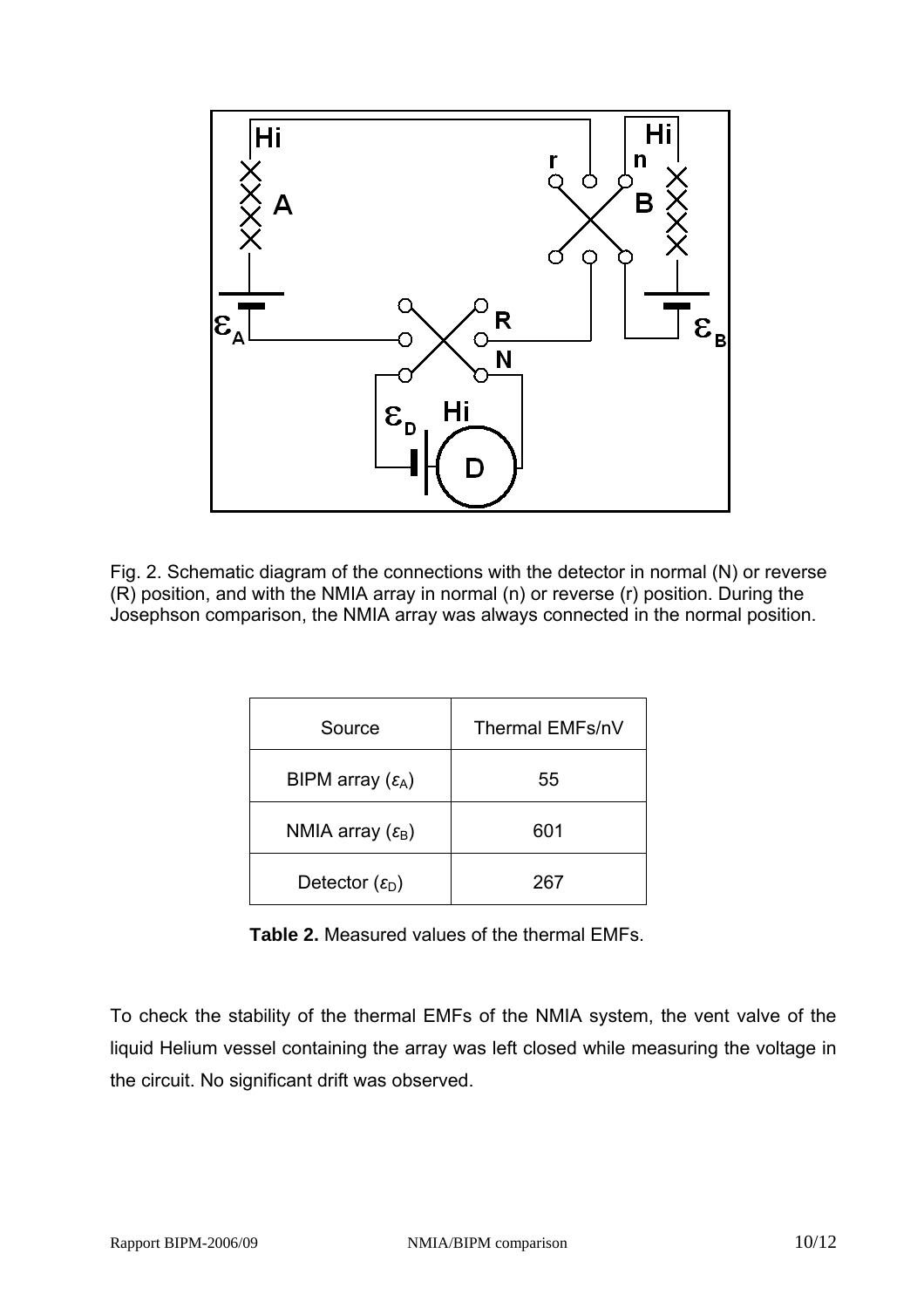Fig. 2. Schematic diagram of the connections with the detector in normal (N) or reverse (R) position, and with the NMIA array in normal (n) or reverse (r) position. During the Josephson comparison, the NMIA array was always connected in the normal position.

| Source | Thermal EMFs/nV |
|---|---|
| BIPM array ($\varepsilon_A$) | 55 |
| NMIA array ($\varepsilon_B$) | 601 |
| Detector ($\varepsilon_D$) | 267 |

**Table 2.** Measured values of the thermal EMFs.

To check the stability of the thermal EMFs of the NMIA system, the vent valve of the liquid Helium vessel containing the array was left closed while measuring the voltage in the circuit. No significant drift was observed.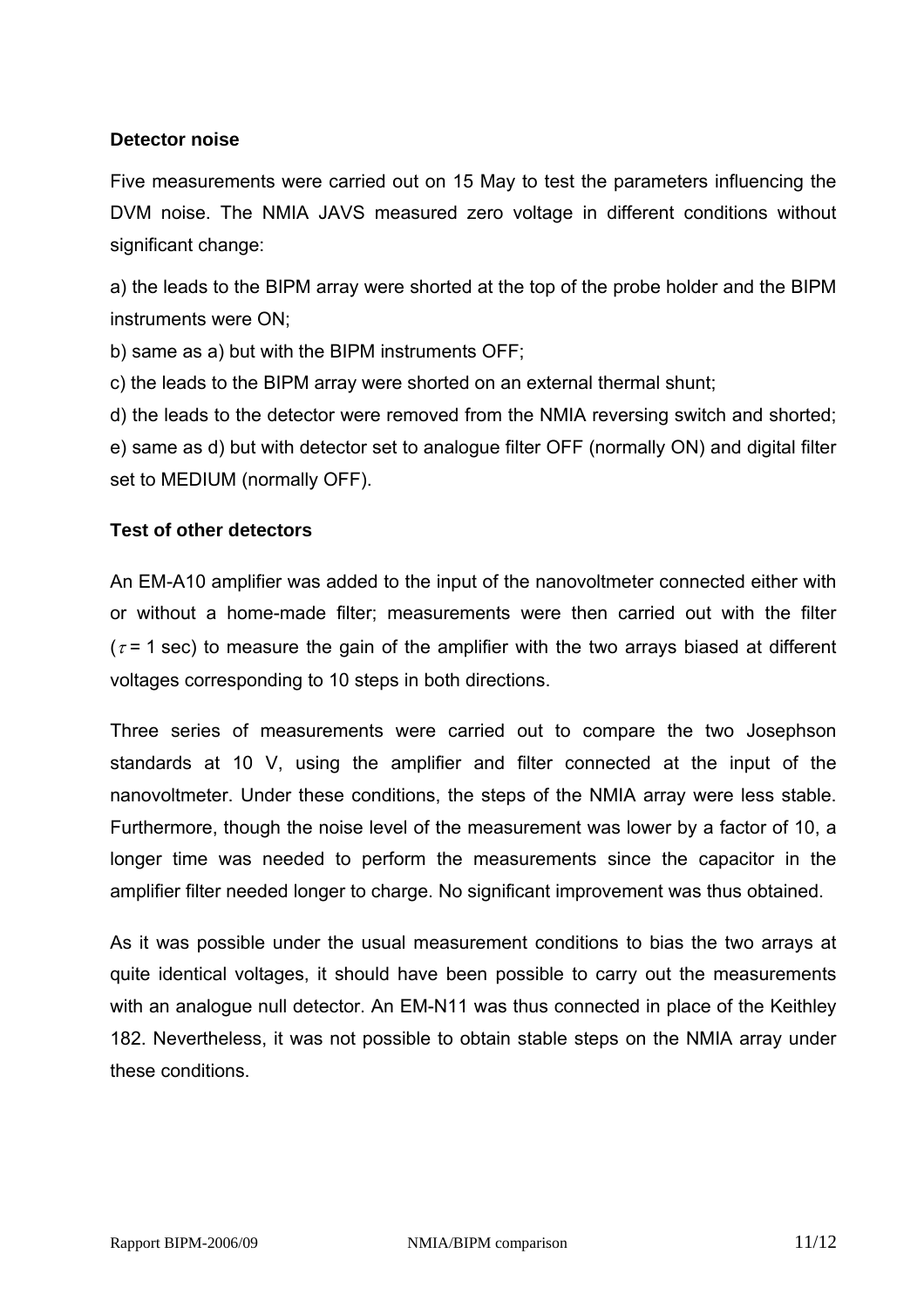### Detector noise

Five measurements were carried out on 15 May to test the parameters influencing the DVM noise. The NMIA JAVS measured zero voltage in different conditions without significant change:

a) the leads to the BIPM array were shorted at the top of the probe holder and the BIPM instruments were ON;

b) same as a) but with the BIPM instruments OFF;

c) the leads to the BIPM array were shorted on an external thermal shunt;

d) the leads to the detector were removed from the NMIA reversing switch and shorted;

e) same as d) but with detector set to analogue filter OFF (normally ON) and digital filter set to MEDIUM (normally OFF).

### Test of other detectors

An EM-A10 amplifier was added to the input of the nanovoltmeter connected either with or without a home-made filter; measurements were then carried out with the filter ($\tau$ = 1 sec) to measure the gain of the amplifier with the two arrays biased at different voltages corresponding to 10 steps in both directions.

Three series of measurements were carried out to compare the two Josephson standards at 10 V, using the amplifier and filter connected at the input of the nanovoltmeter. Under these conditions, the steps of the NMIA array were less stable. Furthermore, though the noise level of the measurement was lower by a factor of 10, a longer time was needed to perform the measurements since the capacitor in the amplifier filter needed longer to charge. No significant improvement was thus obtained.

As it was possible under the usual measurement conditions to bias the two arrays at quite identical voltages, it should have been possible to carry out the measurements with an analogue null detector. An EM-N11 was thus connected in place of the Keithley 182. Nevertheless, it was not possible to obtain stable steps on the NMIA array under these conditions.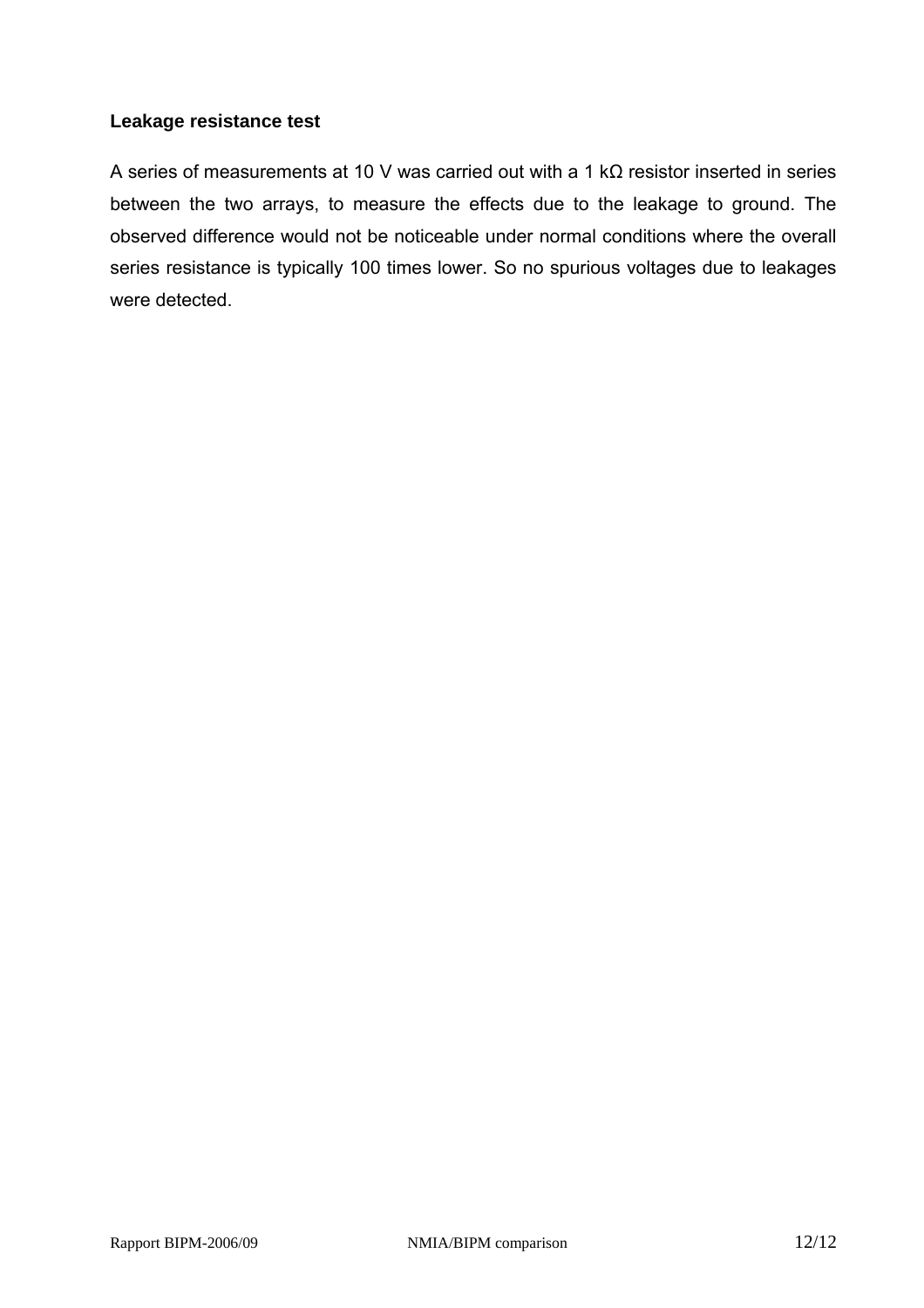### Leakage resistance test

A series of measurements at 10 V was carried out with a 1 kΩ resistor inserted in series between the two arrays, to measure the effects due to the leakage to ground. The observed difference would not be noticeable under normal conditions where the overall series resistance is typically 100 times lower. So no spurious voltages due to leakages were detected.